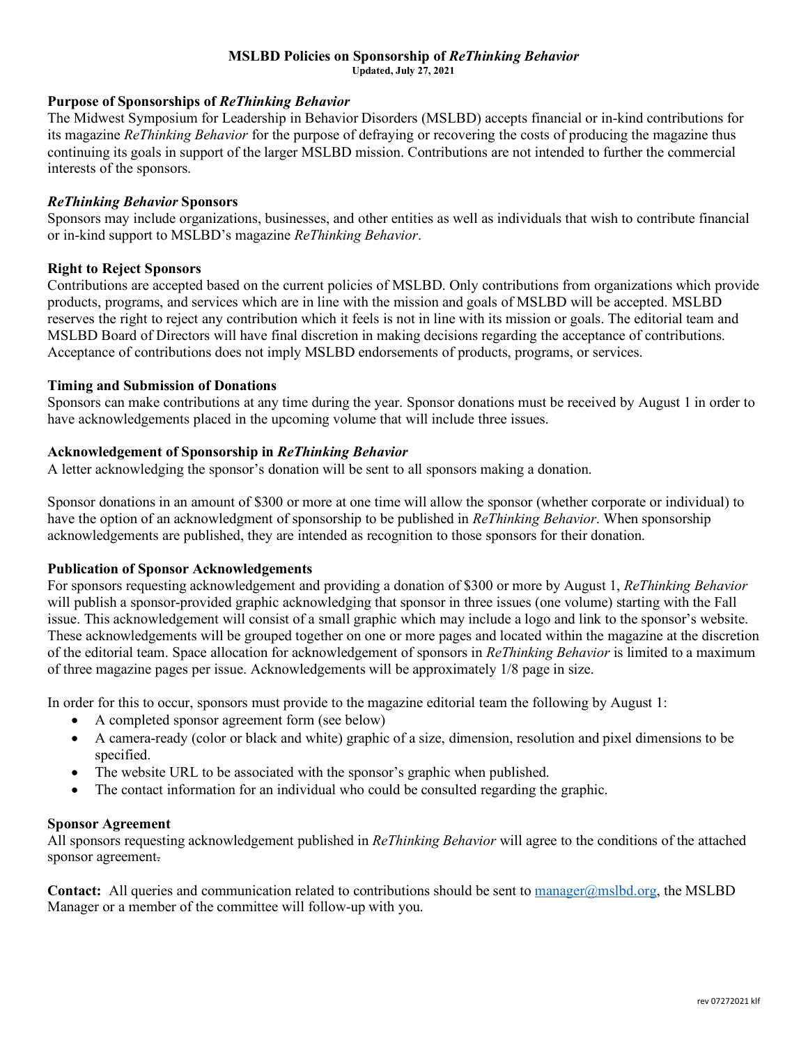# MSLBD Policies on Sponsorship of *ReThinking Behavior*

**Updated, July 27, 2021**

## Purpose of Sponsorships of *ReThinking Behavior*

The Midwest Symposium for Leadership in Behavior Disorders (MSLBD) accepts financial or in-kind contributions for its magazine *ReThinking Behavior* for the purpose of defraying or recovering the costs of producing the magazine thus continuing its goals in support of the larger MSLBD mission. Contributions are not intended to further the commercial interests of the sponsors.

## *ReThinking Behavior* Sponsors

Sponsors may include organizations, businesses, and other entities as well as individuals that wish to contribute financial or in-kind support to MSLBD's magazine *ReThinking Behavior*.

## Right to Reject Sponsors

Contributions are accepted based on the current policies of MSLBD. Only contributions from organizations which provide products, programs, and services which are in line with the mission and goals of MSLBD will be accepted. MSLBD reserves the right to reject any contribution which it feels is not in line with its mission or goals. The editorial team and MSLBD Board of Directors will have final discretion in making decisions regarding the acceptance of contributions. Acceptance of contributions does not imply MSLBD endorsements of products, programs, or services.

## Timing and Submission of Donations

Sponsors can make contributions at any time during the year. Sponsor donations must be received by August 1 in order to have acknowledgements placed in the upcoming volume that will include three issues.

## Acknowledgement of Sponsorship in *ReThinking Behavior*

A letter acknowledging the sponsor's donation will be sent to all sponsors making a donation.

Sponsor donations in an amount of $300 or more at one time will allow the sponsor (whether corporate or individual) to have the option of an acknowledgment of sponsorship to be published in *ReThinking Behavior*. When sponsorship acknowledgements are published, they are intended as recognition to those sponsors for their donation.

## Publication of Sponsor Acknowledgements

For sponsors requesting acknowledgement and providing a donation of $300 or more by August 1, *ReThinking Behavior* will publish a sponsor-provided graphic acknowledging that sponsor in three issues (one volume) starting with the Fall issue. This acknowledgement will consist of a small graphic which may include a logo and link to the sponsor's website. These acknowledgements will be grouped together on one or more pages and located within the magazine at the discretion of the editorial team. Space allocation for acknowledgement of sponsors in *ReThinking Behavior* is limited to a maximum of three magazine pages per issue. Acknowledgements will be approximately 1/8 page in size.

In order for this to occur, sponsors must provide to the magazine editorial team the following by August 1:

- A completed sponsor agreement form (see below)
- A camera-ready (color or black and white) graphic of a size, dimension, resolution and pixel dimensions to be specified.
- The website URL to be associated with the sponsor's graphic when published.
- The contact information for an individual who could be consulted regarding the graphic.

## Sponsor Agreement

All sponsors requesting acknowledgement published in *ReThinking Behavior* will agree to the conditions of the attached sponsor agreement.

**Contact:** All queries and communication related to contributions should be sent to manager@mslbd.org, the MSLBD Manager or a member of the committee will follow-up with you.

rev 07272021 klf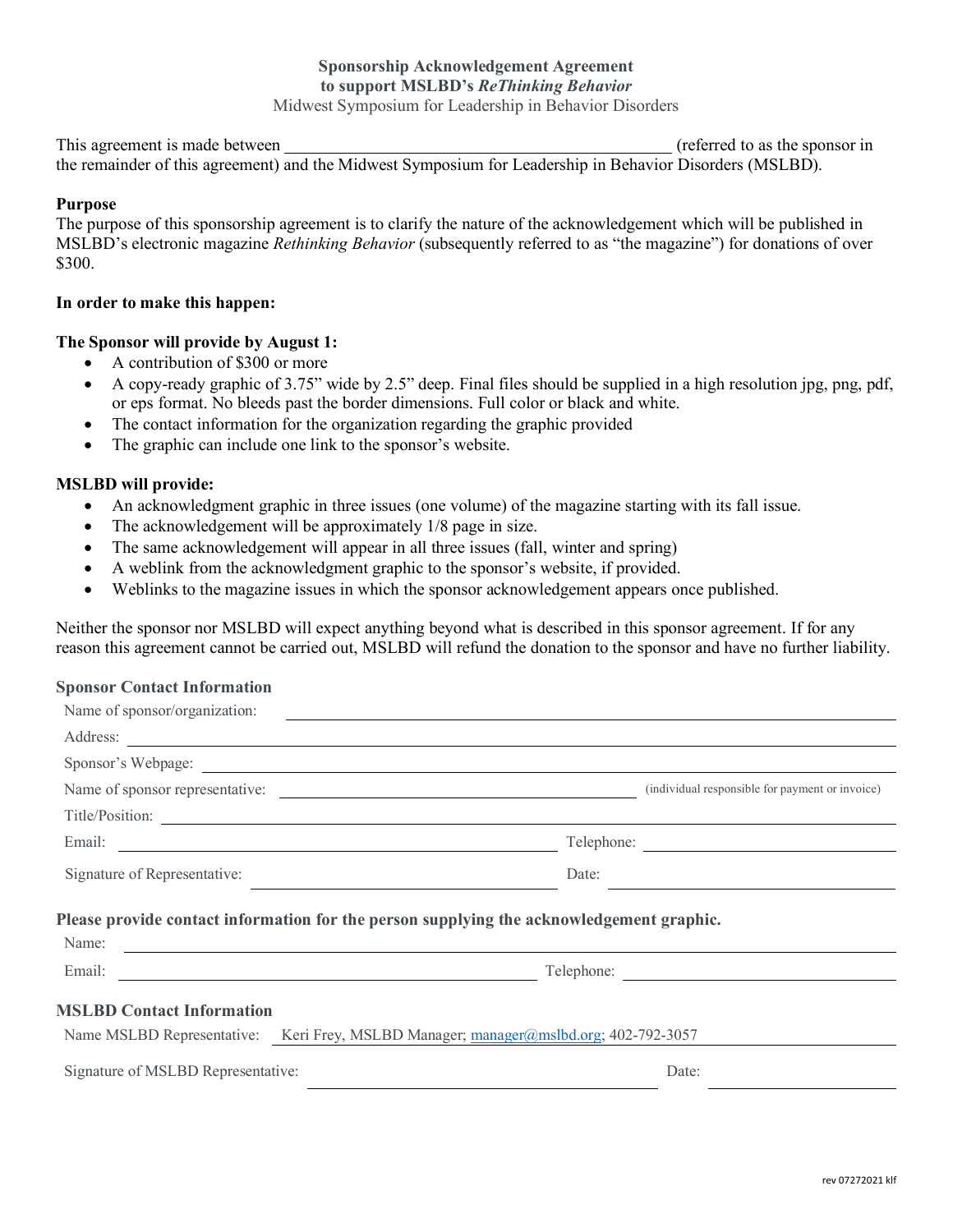**Sponsorship Acknowledgement Agreement**
**to support MSLBD's *ReThinking Behavior***
Midwest Symposium for Leadership in Behavior Disorders

This agreement is made between _____________________________________________ (referred to as the sponsor in the remainder of this agreement) and the Midwest Symposium for Leadership in Behavior Disorders (MSLBD).

**Purpose**

The purpose of this sponsorship agreement is to clarify the nature of the acknowledgement which will be published in MSLBD's electronic magazine *Rethinking Behavior* (subsequently referred to as "the magazine") for donations of over $300.

**In order to make this happen:**

**The Sponsor will provide by August 1:**

- A contribution of $300 or more
- A copy-ready graphic of 3.75" wide by 2.5" deep. Final files should be supplied in a high resolution jpg, png, pdf, or eps format. No bleeds past the border dimensions. Full color or black and white.
- The contact information for the organization regarding the graphic provided
- The graphic can include one link to the sponsor's website.

**MSLBD will provide:**

- An acknowledgment graphic in three issues (one volume) of the magazine starting with its fall issue.
- The acknowledgement will be approximately 1/8 page in size.
- The same acknowledgement will appear in all three issues (fall, winter and spring)
- A weblink from the acknowledgment graphic to the sponsor's website, if provided.
- Weblinks to the magazine issues in which the sponsor acknowledgement appears once published.

Neither the sponsor nor MSLBD will expect anything beyond what is described in this sponsor agreement. If for any reason this agreement cannot be carried out, MSLBD will refund the donation to the sponsor and have no further liability.

**Sponsor Contact Information**

Name of sponsor/organization: _______________________________________________

Address: _______________________________________________

Sponsor's Webpage: _______________________________________________

Name of sponsor representative: _______________________________ (individual responsible for payment or invoice)

Title/Position: _______________________________________________

Email: _______________________________ Telephone: _______________________

Signature of Representative: _______________________________ Date: _______________________

**Please provide contact information for the person supplying the acknowledgement graphic.**

Name: _______________________________________________

Email: _______________________________ Telephone: _______________________

**MSLBD Contact Information**

Name MSLBD Representative: Keri Frey, MSLBD Manager; manager@mslbd.org; 402-792-3057

Signature of MSLBD Representative: _______________________________ Date: _______________________

rev 07272021 klf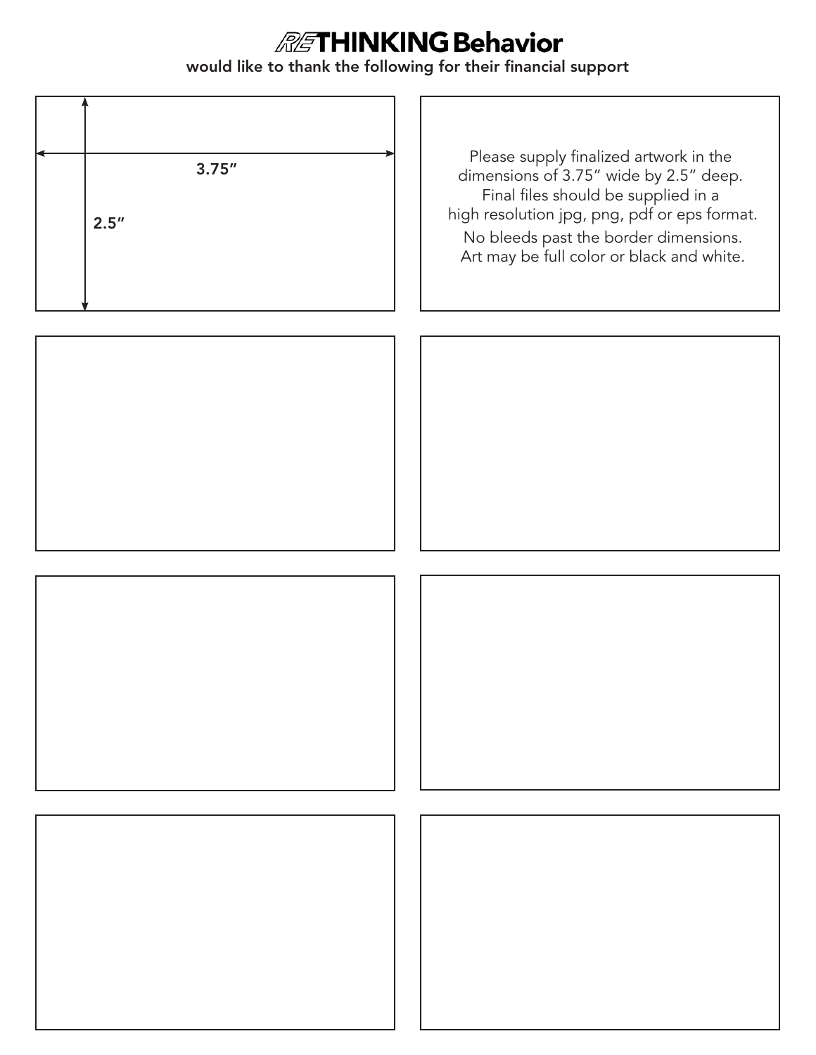# RETHINKING Behavior

**would like to thank the following for their financial support**

3.75″

2.5″

Please supply finalized artwork in the dimensions of 3.75″ wide by 2.5″ deep. Final files should be supplied in a high resolution jpg, png, pdf or eps format.

No bleeds past the border dimensions. Art may be full color or black and white.